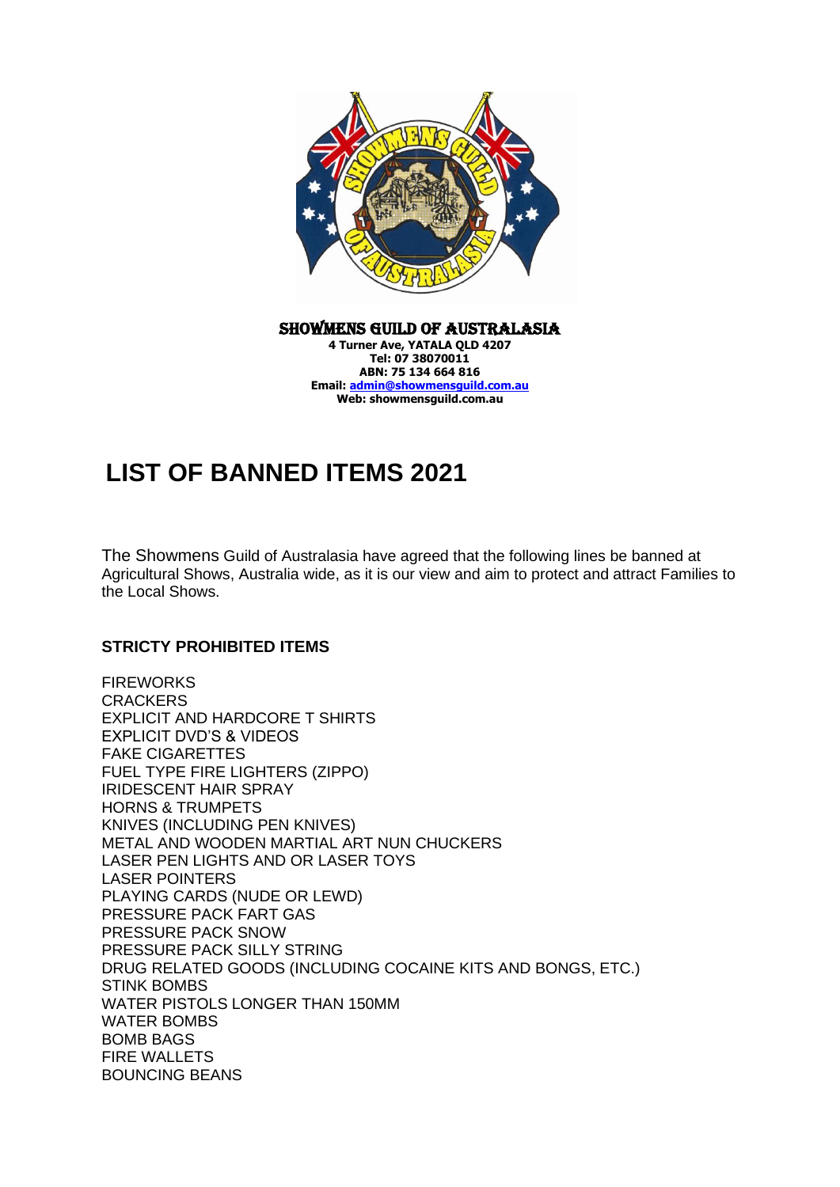**SHOWMENS GUILD OF AUSTRALASIA**
**4 Turner Ave, YATALA QLD 4207**
**Tel: 07 38070011**
**ABN: 75 134 664 816**
**Email: admin@showmensguild.com.au**
**Web: showmensguild.com.au**

# LIST OF BANNED ITEMS 2021

The Showmens Guild of Australasia have agreed that the following lines be banned at Agricultural Shows, Australia wide, as it is our view and aim to protect and attract Families to the Local Shows.

**STRICTY PROHIBITED ITEMS**

FIREWORKS
CRACKERS
EXPLICIT AND HARDCORE T SHIRTS
EXPLICIT DVD'S & VIDEOS
FAKE CIGARETTES
FUEL TYPE FIRE LIGHTERS (ZIPPO)
IRIDESCENT HAIR SPRAY
HORNS & TRUMPETS
KNIVES (INCLUDING PEN KNIVES)
METAL AND WOODEN MARTIAL ART NUN CHUCKERS
LASER PEN LIGHTS AND OR LASER TOYS
LASER POINTERS
PLAYING CARDS (NUDE OR LEWD)
PRESSURE PACK FART GAS
PRESSURE PACK SNOW
PRESSURE PACK SILLY STRING
DRUG RELATED GOODS (INCLUDING COCAINE KITS AND BONGS, ETC.)
STINK BOMBS
WATER PISTOLS LONGER THAN 150MM
WATER BOMBS
BOMB BAGS
FIRE WALLETS
BOUNCING BEANS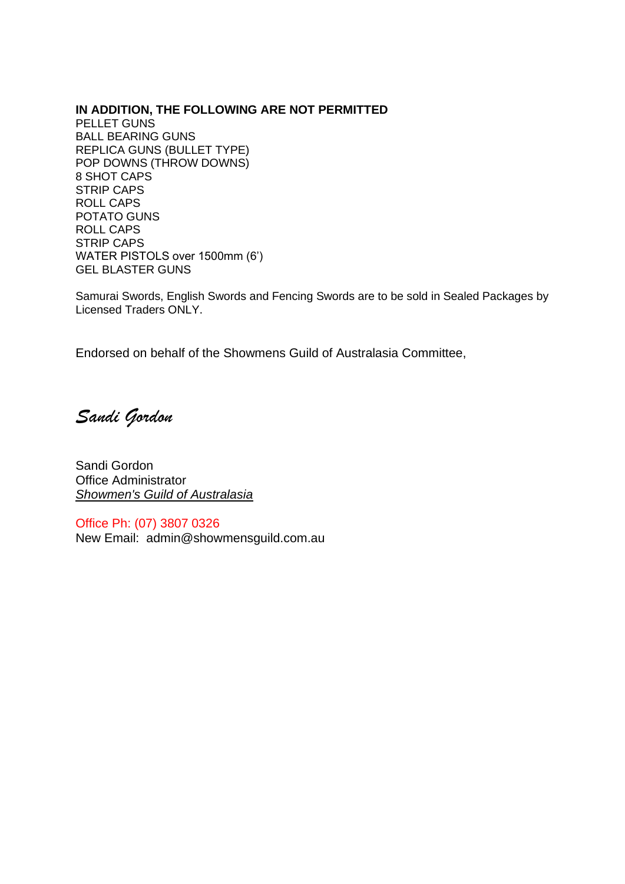**IN ADDITION, THE FOLLOWING ARE NOT PERMITTED**
PELLET GUNS
BALL BEARING GUNS
REPLICA GUNS (BULLET TYPE)
POP DOWNS (THROW DOWNS)
8 SHOT CAPS
STRIP CAPS
ROLL CAPS
POTATO GUNS
ROLL CAPS
STRIP CAPS
WATER PISTOLS over 1500mm (6')
GEL BLASTER GUNS

Samurai Swords, English Swords and Fencing Swords are to be sold in Sealed Packages by Licensed Traders ONLY.

Endorsed on behalf of the Showmens Guild of Australasia Committee,

*Sandi Gordon*

Sandi Gordon
Office Administrator
*Showmen's Guild of Australasia*

Office Ph: (07) 3807 0326
New Email: admin@showmensguild.com.au